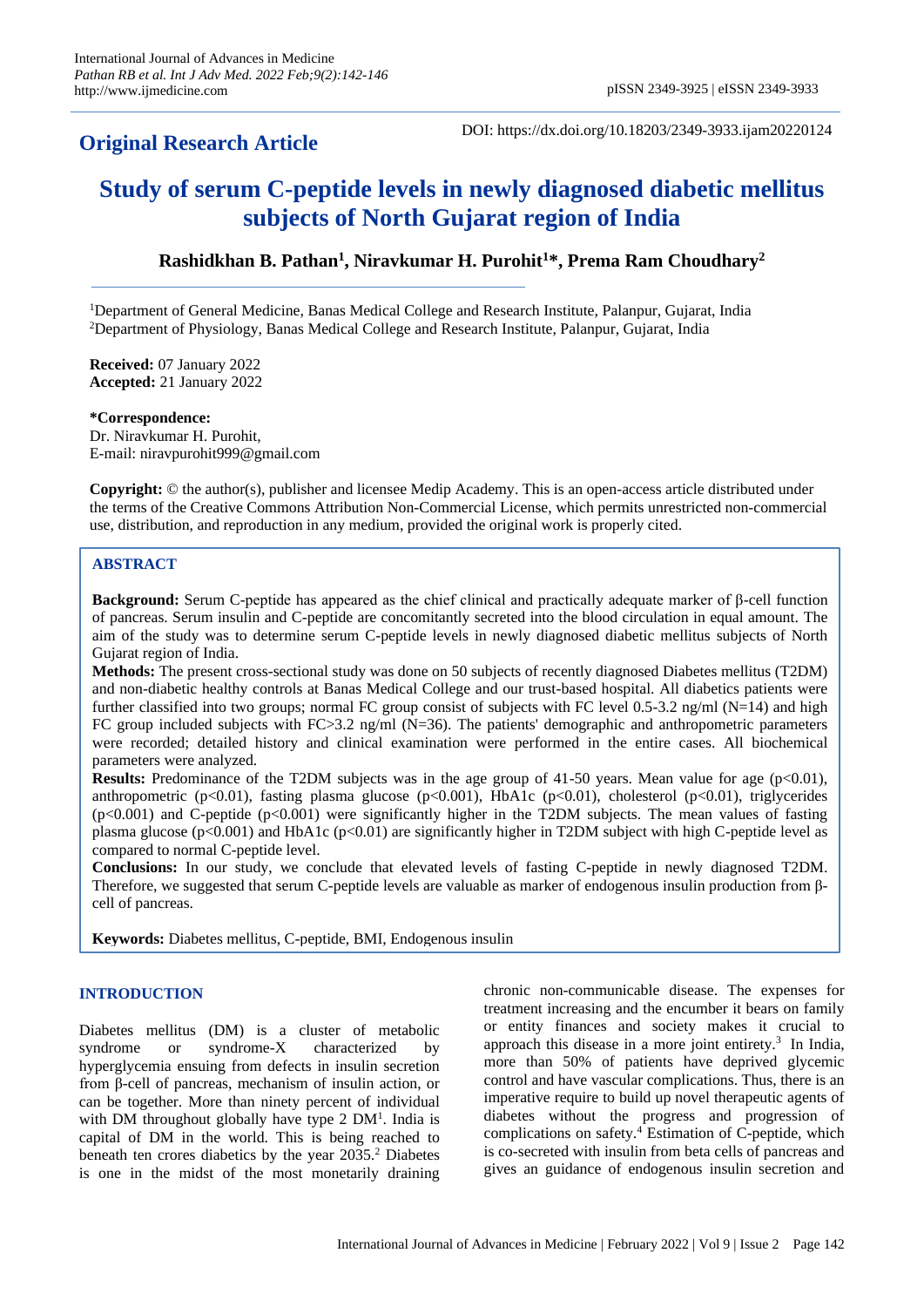## Original Research Article

DOI: https://dx.doi.org/10.18203/2349-3933.ijam20220124

# Study of serum C-peptide levels in newly diagnosed diabetic mellitus subjects of North Gujarat region of India

**Rashidkhan B. Pathan[1], Niravkumar H. Purohit[1]*, Prema Ram Choudhary[2]**

[1]Department of General Medicine, Banas Medical College and Research Institute, Palanpur, Gujarat, India
[2]Department of Physiology, Banas Medical College and Research Institute, Palanpur, Gujarat, India

**Received:** 07 January 2022
**Accepted:** 21 January 2022

**\*Correspondence:**
Dr. Niravkumar H. Purohit,
E-mail: niravpurohit999@gmail.com

**Copyright:** © the author(s), publisher and licensee Medip Academy. This is an open-access article distributed under the terms of the Creative Commons Attribution Non-Commercial License, which permits unrestricted non-commercial use, distribution, and reproduction in any medium, provided the original work is properly cited.

## ABSTRACT

**Background:** Serum C-peptide has appeared as the chief clinical and practically adequate marker of β-cell function of pancreas. Serum insulin and C-peptide are concomitantly secreted into the blood circulation in equal amount. The aim of the study was to determine serum C-peptide levels in newly diagnosed diabetic mellitus subjects of North Gujarat region of India.

**Methods:** The present cross-sectional study was done on 50 subjects of recently diagnosed Diabetes mellitus (T2DM) and non-diabetic healthy controls at Banas Medical College and our trust-based hospital. All diabetics patients were further classified into two groups; normal FC group consist of subjects with FC level 0.5-3.2 ng/ml (N=14) and high FC group included subjects with FC>3.2 ng/ml (N=36). The patients' demographic and anthropometric parameters were recorded; detailed history and clinical examination were performed in the entire cases. All biochemical parameters were analyzed.

**Results:** Predominance of the T2DM subjects was in the age group of 41-50 years. Mean value for age ($p<0.01$), anthropometric ($p<0.01$), fasting plasma glucose ($p<0.001$), HbA1c ($p<0.01$), cholesterol ($p<0.01$), triglycerides ($p<0.001$) and C-peptide ($p<0.001$) were significantly higher in the T2DM subjects. The mean values of fasting plasma glucose ($p<0.001$) and HbA1c ($p<0.01$) are significantly higher in T2DM subject with high C-peptide level as compared to normal C-peptide level.

**Conclusions:** In our study, we conclude that elevated levels of fasting C-peptide in newly diagnosed T2DM. Therefore, we suggested that serum C-peptide levels are valuable as marker of endogenous insulin production from β-cell of pancreas.

**Keywords:** Diabetes mellitus, C-peptide, BMI, Endogenous insulin

## INTRODUCTION

Diabetes mellitus (DM) is a cluster of metabolic syndrome or syndrome-X characterized by hyperglycemia ensuing from defects in insulin secretion from β-cell of pancreas, mechanism of insulin action, or can be together. More than ninety percent of individual with DM throughout globally have type 2 DM[1]. India is capital of DM in the world. This is being reached to beneath ten crores diabetics by the year 2035.[2] Diabetes is one in the midst of the most monetarily draining chronic non-communicable disease. The expenses for treatment increasing and the encumber it bears on family or entity finances and society makes it crucial to approach this disease in a more joint entirety.[3] In India, more than 50% of patients have deprived glycemic control and have vascular complications. Thus, there is an imperative require to build up novel therapeutic agents of diabetes without the progress and progression of complications on safety.[4] Estimation of C-peptide, which is co-secreted with insulin from beta cells of pancreas and gives an guidance of endogenous insulin secretion and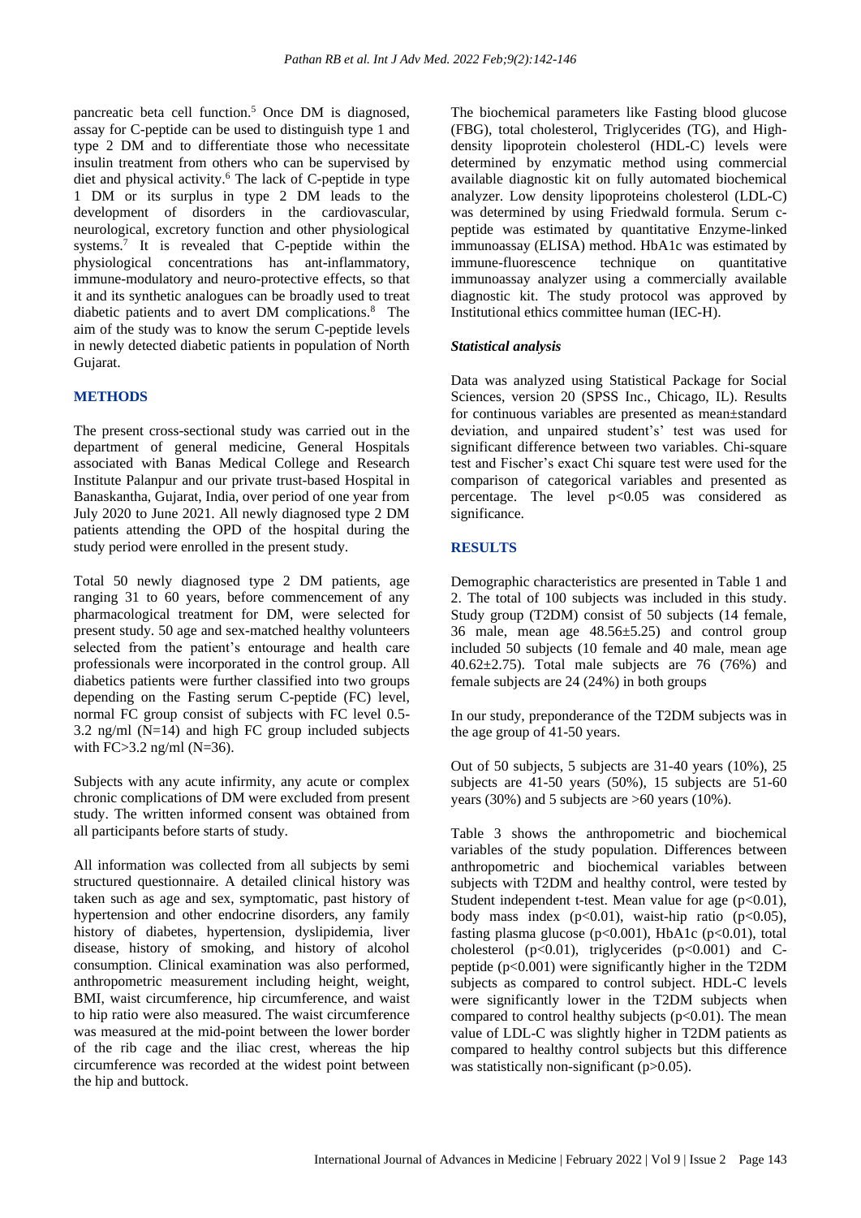pancreatic beta cell function.[5] Once DM is diagnosed, assay for C-peptide can be used to distinguish type 1 and type 2 DM and to differentiate those who necessitate insulin treatment from others who can be supervised by diet and physical activity.[6] The lack of C-peptide in type 1 DM or its surplus in type 2 DM leads to the development of disorders in the cardiovascular, neurological, excretory function and other physiological systems.[7] It is revealed that C-peptide within the physiological concentrations has ant-inflammatory, immune-modulatory and neuro-protective effects, so that it and its synthetic analogues can be broadly used to treat diabetic patients and to avert DM complications.[8] The aim of the study was to know the serum C-peptide levels in newly detected diabetic patients in population of North Gujarat.

## METHODS

The present cross-sectional study was carried out in the department of general medicine, General Hospitals associated with Banas Medical College and Research Institute Palanpur and our private trust-based Hospital in Banaskantha, Gujarat, India, over period of one year from July 2020 to June 2021. All newly diagnosed type 2 DM patients attending the OPD of the hospital during the study period were enrolled in the present study.

Total 50 newly diagnosed type 2 DM patients, age ranging 31 to 60 years, before commencement of any pharmacological treatment for DM, were selected for present study. 50 age and sex-matched healthy volunteers selected from the patient's entourage and health care professionals were incorporated in the control group. All diabetics patients were further classified into two groups depending on the Fasting serum C-peptide (FC) level, normal FC group consist of subjects with FC level 0.5-3.2 ng/ml (N=14) and high FC group included subjects with FC>3.2 ng/ml (N=36).

Subjects with any acute infirmity, any acute or complex chronic complications of DM were excluded from present study. The written informed consent was obtained from all participants before starts of study.

All information was collected from all subjects by semi structured questionnaire. A detailed clinical history was taken such as age and sex, symptomatic, past history of hypertension and other endocrine disorders, any family history of diabetes, hypertension, dyslipidemia, liver disease, history of smoking, and history of alcohol consumption. Clinical examination was also performed, anthropometric measurement including height, weight, BMI, waist circumference, hip circumference, and waist to hip ratio were also measured. The waist circumference was measured at the mid-point between the lower border of the rib cage and the iliac crest, whereas the hip circumference was recorded at the widest point between the hip and buttock.

The biochemical parameters like Fasting blood glucose (FBG), total cholesterol, Triglycerides (TG), and High-density lipoprotein cholesterol (HDL-C) levels were determined by enzymatic method using commercial available diagnostic kit on fully automated biochemical analyzer. Low density lipoproteins cholesterol (LDL-C) was determined by using Friedwald formula. Serum c-peptide was estimated by quantitative Enzyme-linked immunoassay (ELISA) method. HbA1c was estimated by immune-fluorescence technique on quantitative immunoassay analyzer using a commercially available diagnostic kit. The study protocol was approved by Institutional ethics committee human (IEC-H).

### *Statistical analysis*

Data was analyzed using Statistical Package for Social Sciences, version 20 (SPSS Inc., Chicago, IL). Results for continuous variables are presented as mean±standard deviation, and unpaired student's' test was used for significant difference between two variables. Chi-square test and Fischer's exact Chi square test were used for the comparison of categorical variables and presented as percentage. The level $p<0.05$ was considered as significance.

## RESULTS

Demographic characteristics are presented in Table 1 and 2. The total of 100 subjects was included in this study. Study group (T2DM) consist of 50 subjects (14 female, 36 male, mean age 48.56±5.25) and control group included 50 subjects (10 female and 40 male, mean age 40.62±2.75). Total male subjects are 76 (76%) and female subjects are 24 (24%) in both groups

In our study, preponderance of the T2DM subjects was in the age group of 41-50 years.

Out of 50 subjects, 5 subjects are 31-40 years (10%), 25 subjects are 41-50 years (50%), 15 subjects are 51-60 years (30%) and 5 subjects are >60 years (10%).

Table 3 shows the anthropometric and biochemical variables of the study population. Differences between anthropometric and biochemical variables between subjects with T2DM and healthy control, were tested by Student independent t-test. Mean value for age ($p<0.01$), body mass index ($p<0.01$), waist-hip ratio ($p<0.05$), fasting plasma glucose ($p<0.001$), HbA1c ($p<0.01$), total cholesterol ($p<0.01$), triglycerides ($p<0.001$) and C-peptide ($p<0.001$) were significantly higher in the T2DM subjects as compared to control subject. HDL-C levels were significantly lower in the T2DM subjects when compared to control healthy subjects ($p<0.01$). The mean value of LDL-C was slightly higher in T2DM patients as compared to healthy control subjects but this difference was statistically non-significant ($p>0.05$).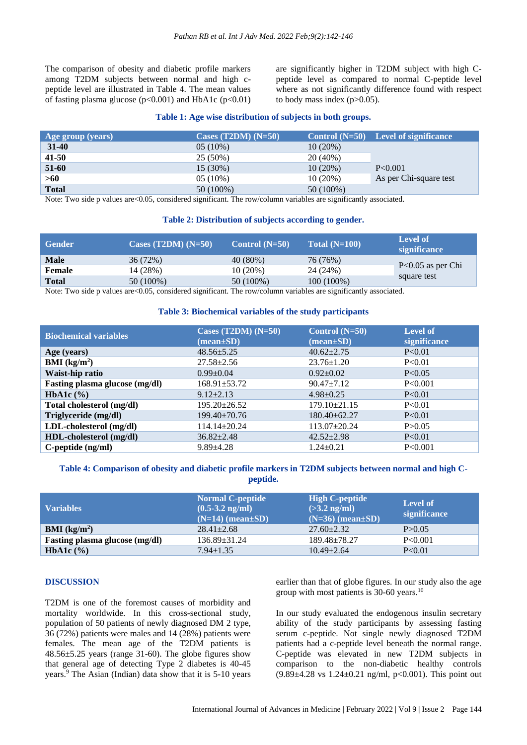The comparison of obesity and diabetic profile markers among T2DM subjects between normal and high c-peptide level are illustrated in Table 4. The mean values of fasting plasma glucose (p<0.001) and HbA1c (p<0.01) are significantly higher in T2DM subject with high C-peptide level as compared to normal C-peptide level where as not significantly difference found with respect to body mass index (p>0.05).

**Table 1: Age wise distribution of subjects in both groups.**

| Age group (years) | Cases (T2DM) (N=50) | Control (N=50) | Level of significance |
|---|---|---|---|
| 31-40 | 05 (10%) | 10 (20%) | P<0.001 As per Chi-square test |
| 41-50 | 25 (50%) | 20 (40%) | |
| 51-60 | 15 (30%) | 10 (20%) | |
| >60 | 05 (10%) | 10 (20%) | |
| Total | 50 (100%) | 50 (100%) | |

Note: Two side p values are<0.05, considered significant. The row/column variables are significantly associated.

**Table 2: Distribution of subjects according to gender.**

| Gender | Cases (T2DM) (N=50) | Control (N=50) | Total (N=100) | Level of significance |
|---|---|---|---|---|
| Male | 36 (72%) | 40 (80%) | 76 (76%) | P<0.05 as per Chi square test |
| Female | 14 (28%) | 10 (20%) | 24 (24%) | |
| Total | 50 (100%) | 50 (100%) | 100 (100%) | |

Note: Two side p values are<0.05, considered significant. The row/column variables are significantly associated.

**Table 3: Biochemical variables of the study participants**

| Biochemical variables | Cases (T2DM) (N=50) (mean±SD) | Control (N=50) (mean±SD) | Level of significance |
|---|---|---|---|
| Age (years) | 48.56±5.25 | 40.62±2.75 | P<0.01 |
| BMI (kg/m$^2$) | 27.58±2.56 | 23.76±1.20 | P<0.01 |
| Waist-hip ratio | 0.99±0.04 | 0.92±0.02 | P<0.05 |
| Fasting plasma glucose (mg/dl) | 168.91±53.72 | 90.47±7.12 | P<0.001 |
| HbA1c (%) | 9.12±2.13 | 4.98±0.25 | P<0.01 |
| Total cholesterol (mg/dl) | 195.20±26.52 | 179.10±21.15 | P<0.01 |
| Triglyceride (mg/dl) | 199.40±70.76 | 180.40±62.27 | P<0.01 |
| LDL-cholesterol (mg/dl) | 114.14±20.24 | 113.07±20.24 | P>0.05 |
| HDL-cholesterol (mg/dl) | 36.82±2.48 | 42.52±2.98 | P<0.01 |
| C-peptide (ng/ml) | 9.89±4.28 | 1.24±0.21 | P<0.001 |

**Table 4: Comparison of obesity and diabetic profile markers in T2DM subjects between normal and high C-peptide.**

| Variables | Normal C-peptide (0.5-3.2 ng/ml) (N=14) (mean±SD) | High C-peptide (>3.2 ng/ml) (N=36) (mean±SD) | Level of significance |
|---|---|---|---|
| BMI (kg/m$^2$) | 28.41±2.68 | 27.60±2.32 | P>0.05 |
| Fasting plasma glucose (mg/dl) | 136.89±31.24 | 189.48±78.27 | P<0.001 |
| HbA1c (%) | 7.94±1.35 | 10.49±2.64 | P<0.01 |

## DISCUSSION

T2DM is one of the foremost causes of morbidity and mortality worldwide. In this cross-sectional study, population of 50 patients of newly diagnosed DM 2 type, 36 (72%) patients were males and 14 (28%) patients were females. The mean age of the T2DM patients is 48.56±5.25 years (range 31-60). The globe figures show that general age of detecting Type 2 diabetes is 40-45 years.[9] The Asian (Indian) data show that it is 5-10 years earlier than that of globe figures. In our study also the age group with most patients is 30-60 years.[10]

In our study evaluated the endogenous insulin secretary ability of the study participants by assessing fasting serum c-peptide. Not single newly diagnosed T2DM patients had a c-peptide level beneath the normal range. C-peptide was elevated in new T2DM subjects in comparison to the non-diabetic healthy controls (9.89±4.28 vs 1.24±0.21 ng/ml, p<0.001). This point out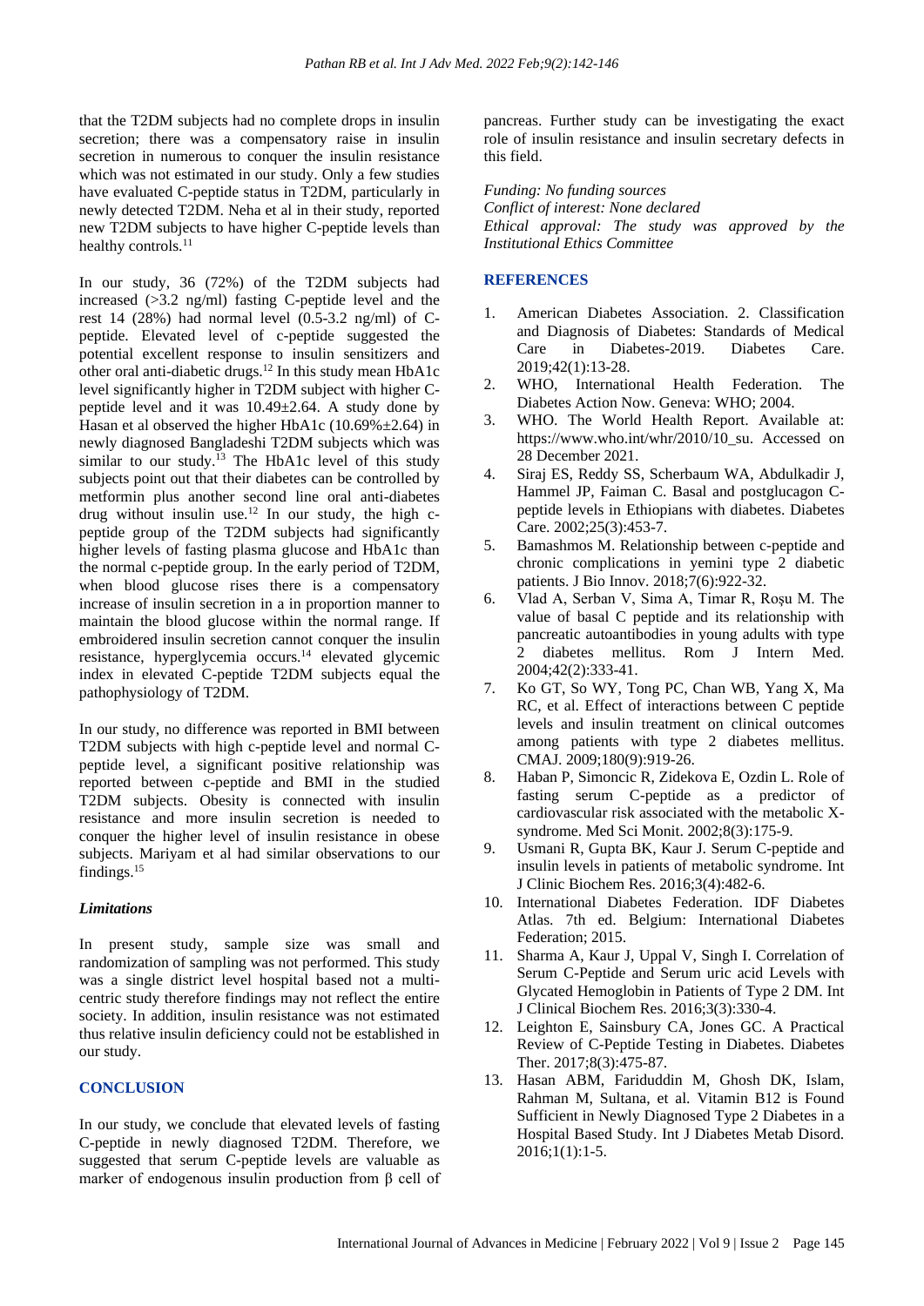that the T2DM subjects had no complete drops in insulin secretion; there was a compensatory raise in insulin secretion in numerous to conquer the insulin resistance which was not estimated in our study. Only a few studies have evaluated C-peptide status in T2DM, particularly in newly detected T2DM. Neha et al in their study, reported new T2DM subjects to have higher C-peptide levels than healthy controls.[11]

In our study, 36 (72%) of the T2DM subjects had increased (>3.2 ng/ml) fasting C-peptide level and the rest 14 (28%) had normal level (0.5-3.2 ng/ml) of C-peptide. Elevated level of c-peptide suggested the potential excellent response to insulin sensitizers and other oral anti-diabetic drugs.[12] In this study mean HbA1c level significantly higher in T2DM subject with higher C-peptide level and it was 10.49±2.64. A study done by Hasan et al observed the higher HbA1c (10.69%±2.64) in newly diagnosed Bangladeshi T2DM subjects which was similar to our study.[13] The HbA1c level of this study subjects point out that their diabetes can be controlled by metformin plus another second line oral anti-diabetes drug without insulin use.[12] In our study, the high c-peptide group of the T2DM subjects had significantly higher levels of fasting plasma glucose and HbA1c than the normal c-peptide group. In the early period of T2DM, when blood glucose rises there is a compensatory increase of insulin secretion in a in proportion manner to maintain the blood glucose within the normal range. If embroidered insulin secretion cannot conquer the insulin resistance, hyperglycemia occurs.[14] elevated glycemic index in elevated C-peptide T2DM subjects equal the pathophysiology of T2DM.

In our study, no difference was reported in BMI between T2DM subjects with high c-peptide level and normal C-peptide level, a significant positive relationship was reported between c-peptide and BMI in the studied T2DM subjects. Obesity is connected with insulin resistance and more insulin secretion is needed to conquer the higher level of insulin resistance in obese subjects. Mariyam et al had similar observations to our findings.[15]

### *Limitations*

In present study, sample size was small and randomization of sampling was not performed. This study was a single district level hospital based not a multi-centric study therefore findings may not reflect the entire society. In addition, insulin resistance was not estimated thus relative insulin deficiency could not be established in our study.

## CONCLUSION

In our study, we conclude that elevated levels of fasting C-peptide in newly diagnosed T2DM. Therefore, we suggested that serum C-peptide levels are valuable as marker of endogenous insulin production from β cell of pancreas. Further study can be investigating the exact role of insulin resistance and insulin secretary defects in this field.

*Funding: No funding sources*
*Conflict of interest: None declared*
*Ethical approval: The study was approved by the Institutional Ethics Committee*

## REFERENCES

1. American Diabetes Association. 2. Classification and Diagnosis of Diabetes: Standards of Medical Care in Diabetes-2019. Diabetes Care. 2019;42(1):13-28.
2. WHO, International Health Federation. The Diabetes Action Now. Geneva: WHO; 2004.
3. WHO. The World Health Report. Available at: https://www.who.int/whr/2010/10_su. Accessed on 28 December 2021.
4. Siraj ES, Reddy SS, Scherbaum WA, Abdulkadir J, Hammel JP, Faiman C. Basal and postglucagon C-peptide levels in Ethiopians with diabetes. Diabetes Care. 2002;25(3):453-7.
5. Bamashmos M. Relationship between c-peptide and chronic complications in yemini type 2 diabetic patients. J Bio Innov. 2018;7(6):922-32.
6. Vlad A, Serban V, Sima A, Timar R, Roşu M. The value of basal C peptide and its relationship with pancreatic autoantibodies in young adults with type 2 diabetes mellitus. Rom J Intern Med. 2004;42(2):333-41.
7. Ko GT, So WY, Tong PC, Chan WB, Yang X, Ma RC, et al. Effect of interactions between C peptide levels and insulin treatment on clinical outcomes among patients with type 2 diabetes mellitus. CMAJ. 2009;180(9):919-26.
8. Haban P, Simoncic R, Zidekova E, Ozdin L. Role of fasting serum C-peptide as a predictor of cardiovascular risk associated with the metabolic X-syndrome. Med Sci Monit. 2002;8(3):175-9.
9. Usmani R, Gupta BK, Kaur J. Serum C-peptide and insulin levels in patients of metabolic syndrome. Int J Clinic Biochem Res. 2016;3(4):482-6.
10. International Diabetes Federation. IDF Diabetes Atlas. 7th ed. Belgium: International Diabetes Federation; 2015.
11. Sharma A, Kaur J, Uppal V, Singh I. Correlation of Serum C-Peptide and Serum uric acid Levels with Glycated Hemoglobin in Patients of Type 2 DM. Int J Clinical Biochem Res. 2016;3(3):330-4.
12. Leighton E, Sainsbury CA, Jones GC. A Practical Review of C-Peptide Testing in Diabetes. Diabetes Ther. 2017;8(3):475-87.
13. Hasan ABM, Fariduddin M, Ghosh DK, Islam, Rahman M, Sultana, et al. Vitamin B12 is Found Sufficient in Newly Diagnosed Type 2 Diabetes in a Hospital Based Study. Int J Diabetes Metab Disord. 2016;1(1):1-5.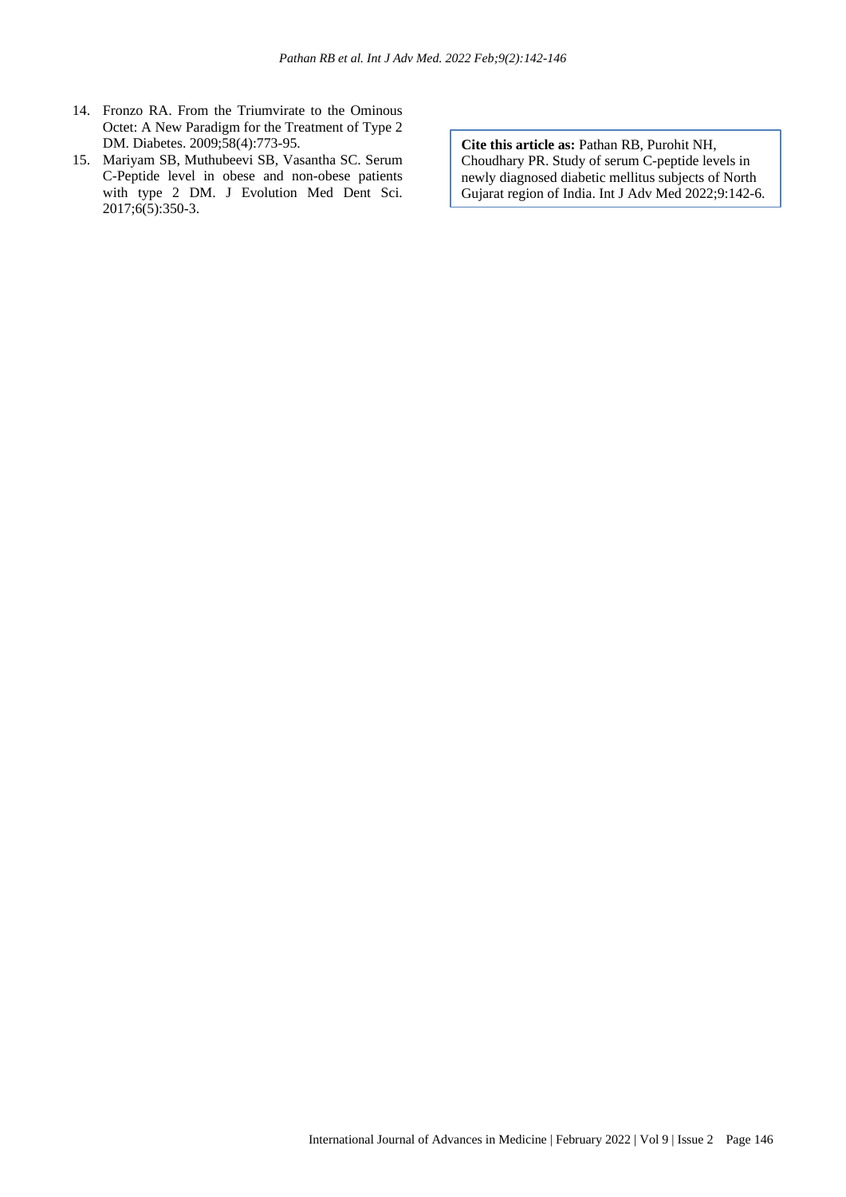14. Fronzo RA. From the Triumvirate to the Ominous Octet: A New Paradigm for the Treatment of Type 2 DM. Diabetes. 2009;58(4):773-95.
15. Mariyam SB, Muthubeevi SB, Vasantha SC. Serum C-Peptide level in obese and non-obese patients with type 2 DM. J Evolution Med Dent Sci. 2017;6(5):350-3.

**Cite this article as:** Pathan RB, Purohit NH, Choudhary PR. Study of serum C-peptide levels in newly diagnosed diabetic mellitus subjects of North Gujarat region of India. Int J Adv Med 2022;9:142-6.